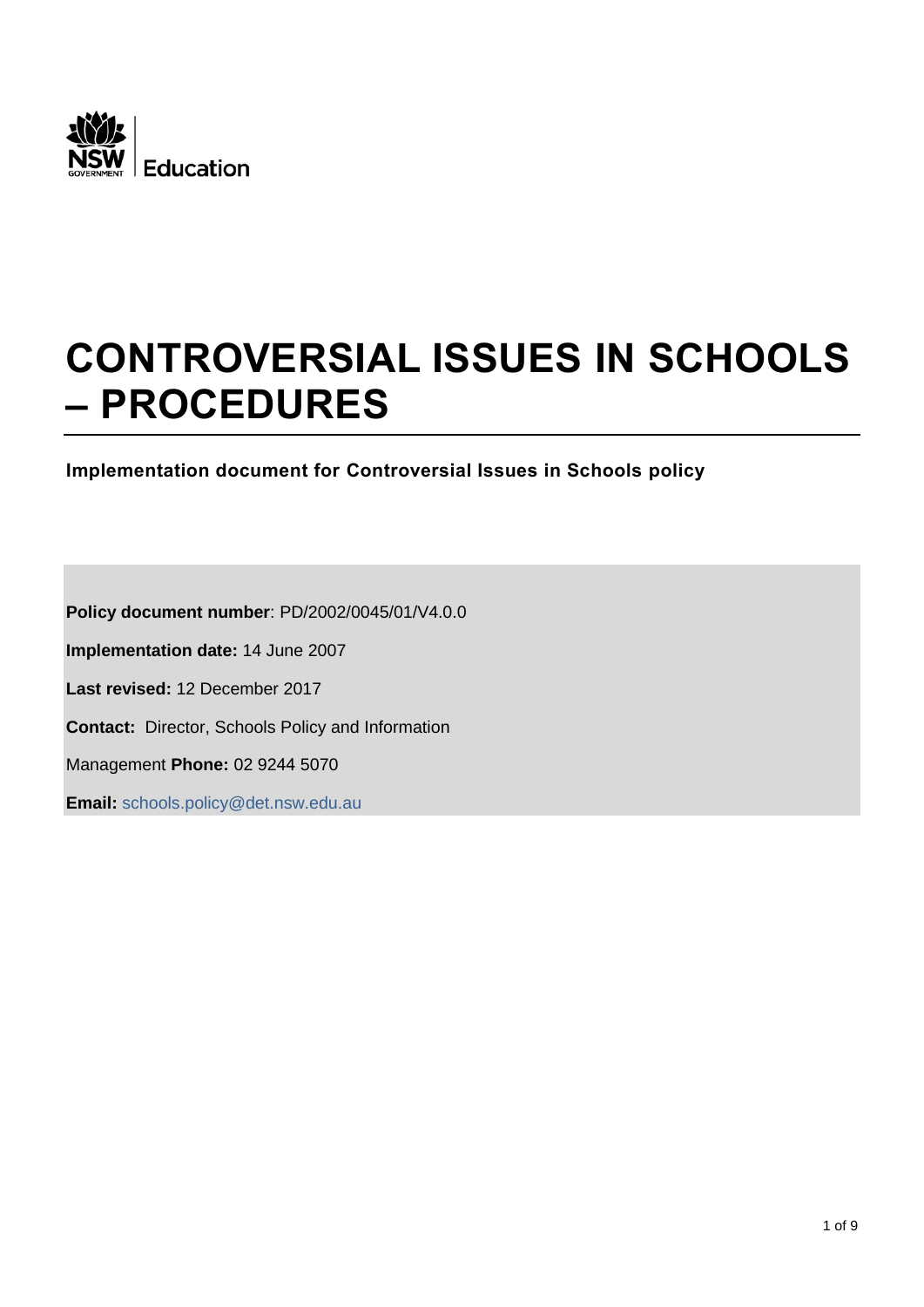NSW GOVERNMENT | Education

# CONTROVERSIAL ISSUES IN SCHOOLS – PROCEDURES

**Implementation document for Controversial Issues in Schools policy**

**Policy document number**: PD/2002/0045/01/V4.0.0

**Implementation date:** 14 June 2007

**Last revised:** 12 December 2017

**Contact:** Director, Schools Policy and Information Management **Phone:** 02 9244 5070

**Email:** schools.policy@det.nsw.edu.au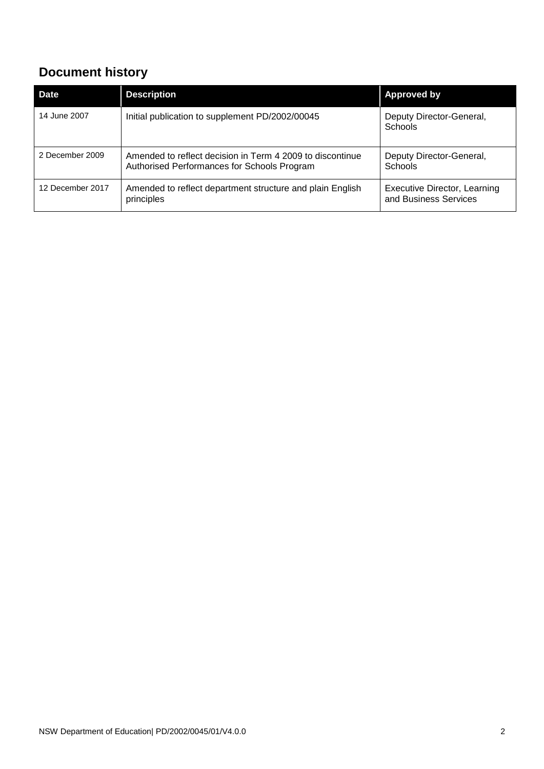## Document history

| Date | Description | Approved by |
| --- | --- | --- |
| 14 June 2007 | Initial publication to supplement PD/2002/00045 | Deputy Director-General, Schools |
| 2 December 2009 | Amended to reflect decision in Term 4 2009 to discontinue Authorised Performances for Schools Program | Deputy Director-General, Schools |
| 12 December 2017 | Amended to reflect department structure and plain English principles | Executive Director, Learning and Business Services |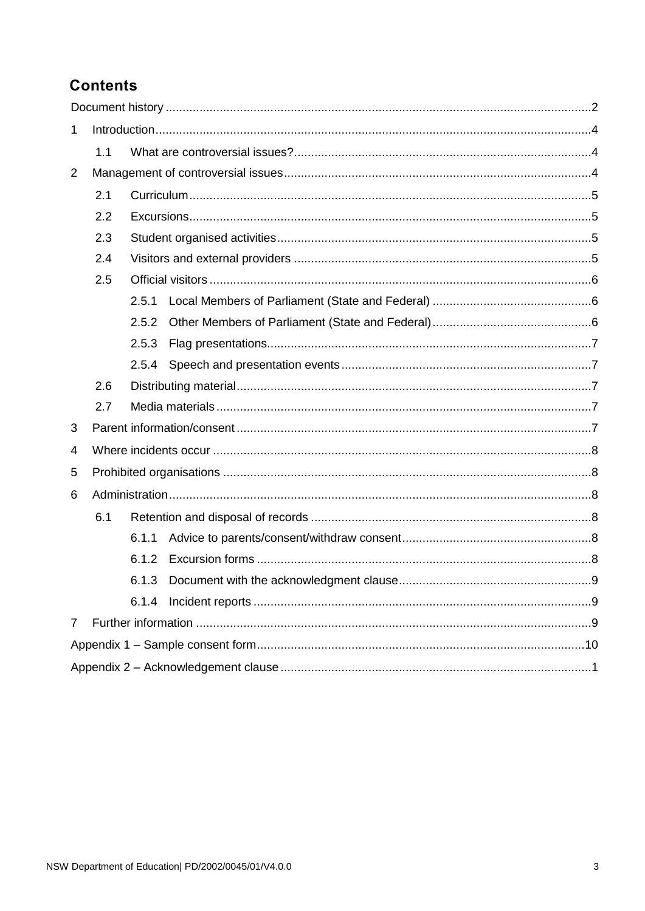## Contents

- Document history ..... 2
- 1 Introduction ..... 4
  - 1.1 What are controversial issues? ..... 4
- 2 Management of controversial issues ..... 4
  - 2.1 Curriculum ..... 5
  - 2.2 Excursions ..... 5
  - 2.3 Student organised activities ..... 5
  - 2.4 Visitors and external providers ..... 5
  - 2.5 Official visitors ..... 6
    - 2.5.1 Local Members of Parliament (State and Federal) ..... 6
    - 2.5.2 Other Members of Parliament (State and Federal) ..... 6
    - 2.5.3 Flag presentations ..... 7
    - 2.5.4 Speech and presentation events ..... 7
  - 2.6 Distributing material ..... 7
  - 2.7 Media materials ..... 7
- 3 Parent information/consent ..... 7
- 4 Where incidents occur ..... 8
- 5 Prohibited organisations ..... 8
- 6 Administration ..... 8
  - 6.1 Retention and disposal of records ..... 8
    - 6.1.1 Advice to parents/consent/withdraw consent ..... 8
    - 6.1.2 Excursion forms ..... 8
    - 6.1.3 Document with the acknowledgment clause ..... 9
    - 6.1.4 Incident reports ..... 9
- 7 Further information ..... 9
- Appendix 1 – Sample consent form ..... 10
- Appendix 2 – Acknowledgement clause ..... 1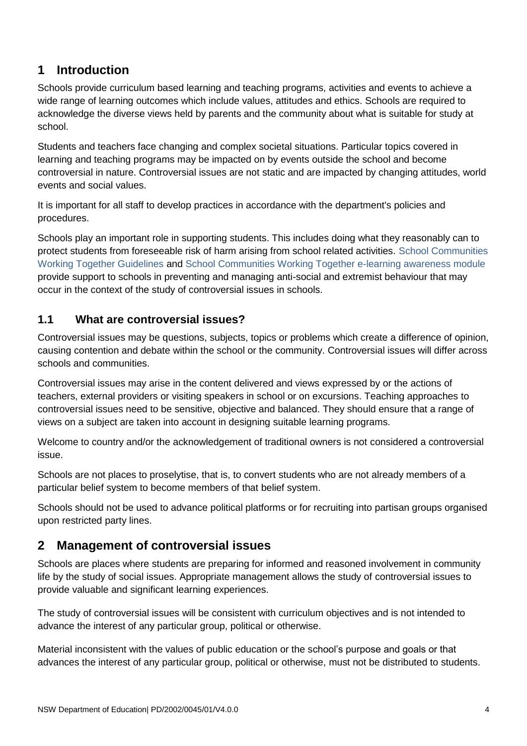# 1 Introduction

Schools provide curriculum based learning and teaching programs, activities and events to achieve a wide range of learning outcomes which include values, attitudes and ethics. Schools are required to acknowledge the diverse views held by parents and the community about what is suitable for study at school.

Students and teachers face changing and complex societal situations. Particular topics covered in learning and teaching programs may be impacted on by events outside the school and become controversial in nature. Controversial issues are not static and are impacted by changing attitudes, world events and social values.

It is important for all staff to develop practices in accordance with the department's policies and procedures.

Schools play an important role in supporting students. This includes doing what they reasonably can to protect students from foreseeable risk of harm arising from school related activities. School Communities Working Together Guidelines and School Communities Working Together e-learning awareness module provide support to schools in preventing and managing anti-social and extremist behaviour that may occur in the context of the study of controversial issues in schools.

## 1.1 What are controversial issues?

Controversial issues may be questions, subjects, topics or problems which create a difference of opinion, causing contention and debate within the school or the community. Controversial issues will differ across schools and communities.

Controversial issues may arise in the content delivered and views expressed by or the actions of teachers, external providers or visiting speakers in school or on excursions. Teaching approaches to controversial issues need to be sensitive, objective and balanced. They should ensure that a range of views on a subject are taken into account in designing suitable learning programs.

Welcome to country and/or the acknowledgement of traditional owners is not considered a controversial issue.

Schools are not places to proselytise, that is, to convert students who are not already members of a particular belief system to become members of that belief system.

Schools should not be used to advance political platforms or for recruiting into partisan groups organised upon restricted party lines.

# 2 Management of controversial issues

Schools are places where students are preparing for informed and reasoned involvement in community life by the study of social issues. Appropriate management allows the study of controversial issues to provide valuable and significant learning experiences.

The study of controversial issues will be consistent with curriculum objectives and is not intended to advance the interest of any particular group, political or otherwise.

Material inconsistent with the values of public education or the school's purpose and goals or that advances the interest of any particular group, political or otherwise, must not be distributed to students.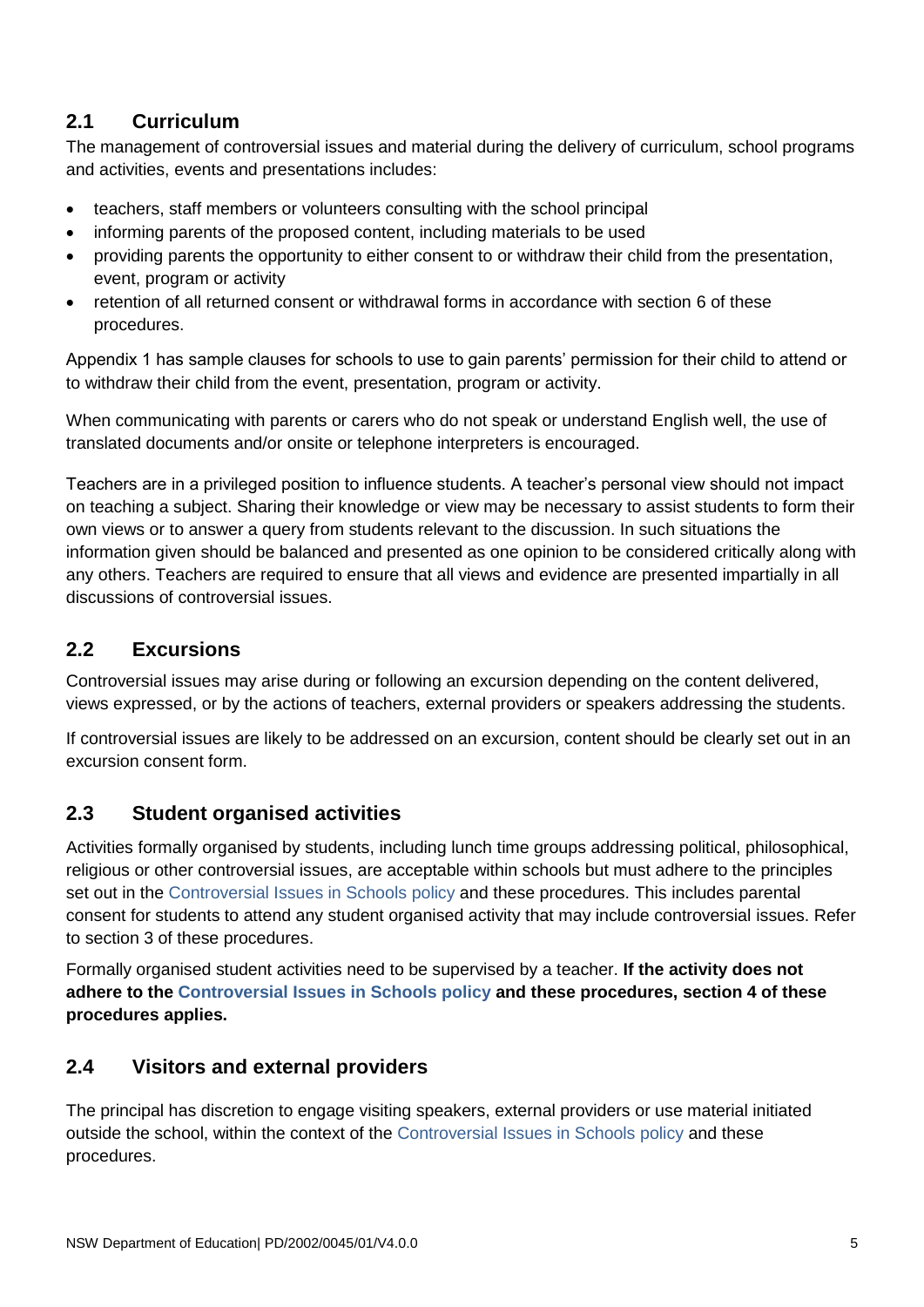## 2.1 Curriculum

The management of controversial issues and material during the delivery of curriculum, school programs and activities, events and presentations includes:

- teachers, staff members or volunteers consulting with the school principal
- informing parents of the proposed content, including materials to be used
- providing parents the opportunity to either consent to or withdraw their child from the presentation, event, program or activity
- retention of all returned consent or withdrawal forms in accordance with section 6 of these procedures.

Appendix 1 has sample clauses for schools to use to gain parents' permission for their child to attend or to withdraw their child from the event, presentation, program or activity.

When communicating with parents or carers who do not speak or understand English well, the use of translated documents and/or onsite or telephone interpreters is encouraged.

Teachers are in a privileged position to influence students. A teacher's personal view should not impact on teaching a subject. Sharing their knowledge or view may be necessary to assist students to form their own views or to answer a query from students relevant to the discussion. In such situations the information given should be balanced and presented as one opinion to be considered critically along with any others. Teachers are required to ensure that all views and evidence are presented impartially in all discussions of controversial issues.

## 2.2 Excursions

Controversial issues may arise during or following an excursion depending on the content delivered, views expressed, or by the actions of teachers, external providers or speakers addressing the students.

If controversial issues are likely to be addressed on an excursion, content should be clearly set out in an excursion consent form.

## 2.3 Student organised activities

Activities formally organised by students, including lunch time groups addressing political, philosophical, religious or other controversial issues, are acceptable within schools but must adhere to the principles set out in the Controversial Issues in Schools policy and these procedures. This includes parental consent for students to attend any student organised activity that may include controversial issues. Refer to section 3 of these procedures.

Formally organised student activities need to be supervised by a teacher. **If the activity does not adhere to the Controversial Issues in Schools policy and these procedures, section 4 of these procedures applies.**

## 2.4 Visitors and external providers

The principal has discretion to engage visiting speakers, external providers or use material initiated outside the school, within the context of the Controversial Issues in Schools policy and these procedures.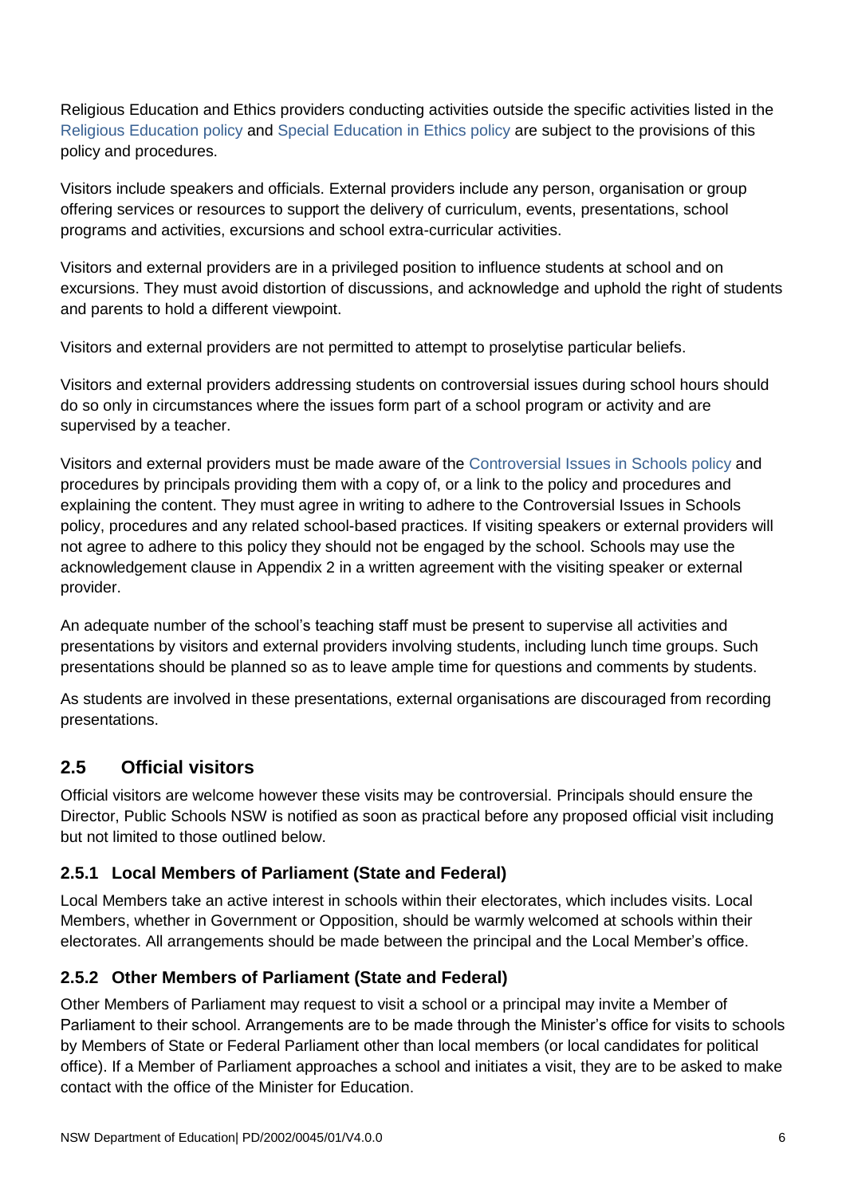Religious Education and Ethics providers conducting activities outside the specific activities listed in the Religious Education policy and Special Education in Ethics policy are subject to the provisions of this policy and procedures.

Visitors include speakers and officials. External providers include any person, organisation or group offering services or resources to support the delivery of curriculum, events, presentations, school programs and activities, excursions and school extra-curricular activities.

Visitors and external providers are in a privileged position to influence students at school and on excursions. They must avoid distortion of discussions, and acknowledge and uphold the right of students and parents to hold a different viewpoint.

Visitors and external providers are not permitted to attempt to proselytise particular beliefs.

Visitors and external providers addressing students on controversial issues during school hours should do so only in circumstances where the issues form part of a school program or activity and are supervised by a teacher.

Visitors and external providers must be made aware of the Controversial Issues in Schools policy and procedures by principals providing them with a copy of, or a link to the policy and procedures and explaining the content. They must agree in writing to adhere to the Controversial Issues in Schools policy, procedures and any related school-based practices. If visiting speakers or external providers will not agree to adhere to this policy they should not be engaged by the school. Schools may use the acknowledgement clause in Appendix 2 in a written agreement with the visiting speaker or external provider.

An adequate number of the school's teaching staff must be present to supervise all activities and presentations by visitors and external providers involving students, including lunch time groups. Such presentations should be planned so as to leave ample time for questions and comments by students.

As students are involved in these presentations, external organisations are discouraged from recording presentations.

## 2.5 Official visitors

Official visitors are welcome however these visits may be controversial. Principals should ensure the Director, Public Schools NSW is notified as soon as practical before any proposed official visit including but not limited to those outlined below.

### 2.5.1 Local Members of Parliament (State and Federal)

Local Members take an active interest in schools within their electorates, which includes visits. Local Members, whether in Government or Opposition, should be warmly welcomed at schools within their electorates. All arrangements should be made between the principal and the Local Member's office.

### 2.5.2 Other Members of Parliament (State and Federal)

Other Members of Parliament may request to visit a school or a principal may invite a Member of Parliament to their school. Arrangements are to be made through the Minister's office for visits to schools by Members of State or Federal Parliament other than local members (or local candidates for political office). If a Member of Parliament approaches a school and initiates a visit, they are to be asked to make contact with the office of the Minister for Education.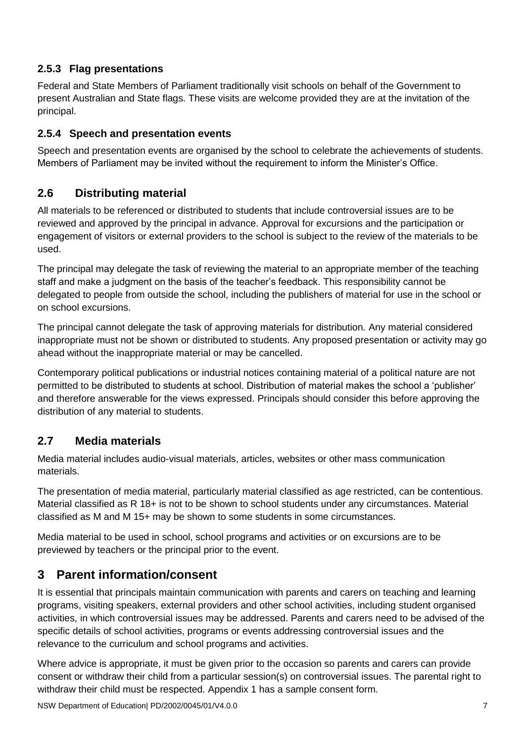### 2.5.3 Flag presentations

Federal and State Members of Parliament traditionally visit schools on behalf of the Government to present Australian and State flags. These visits are welcome provided they are at the invitation of the principal.

### 2.5.4 Speech and presentation events

Speech and presentation events are organised by the school to celebrate the achievements of students. Members of Parliament may be invited without the requirement to inform the Minister's Office.

## 2.6 Distributing material

All materials to be referenced or distributed to students that include controversial issues are to be reviewed and approved by the principal in advance. Approval for excursions and the participation or engagement of visitors or external providers to the school is subject to the review of the materials to be used.

The principal may delegate the task of reviewing the material to an appropriate member of the teaching staff and make a judgment on the basis of the teacher's feedback. This responsibility cannot be delegated to people from outside the school, including the publishers of material for use in the school or on school excursions.

The principal cannot delegate the task of approving materials for distribution. Any material considered inappropriate must not be shown or distributed to students. Any proposed presentation or activity may go ahead without the inappropriate material or may be cancelled.

Contemporary political publications or industrial notices containing material of a political nature are not permitted to be distributed to students at school. Distribution of material makes the school a 'publisher' and therefore answerable for the views expressed. Principals should consider this before approving the distribution of any material to students.

## 2.7 Media materials

Media material includes audio-visual materials, articles, websites or other mass communication materials.

The presentation of media material, particularly material classified as age restricted, can be contentious. Material classified as R 18+ is not to be shown to school students under any circumstances. Material classified as M and M 15+ may be shown to some students in some circumstances.

Media material to be used in school, school programs and activities or on excursions are to be previewed by teachers or the principal prior to the event.

# 3 Parent information/consent

It is essential that principals maintain communication with parents and carers on teaching and learning programs, visiting speakers, external providers and other school activities, including student organised activities, in which controversial issues may be addressed. Parents and carers need to be advised of the specific details of school activities, programs or events addressing controversial issues and the relevance to the curriculum and school programs and activities.

Where advice is appropriate, it must be given prior to the occasion so parents and carers can provide consent or withdraw their child from a particular session(s) on controversial issues. The parental right to withdraw their child must be respected. Appendix 1 has a sample consent form.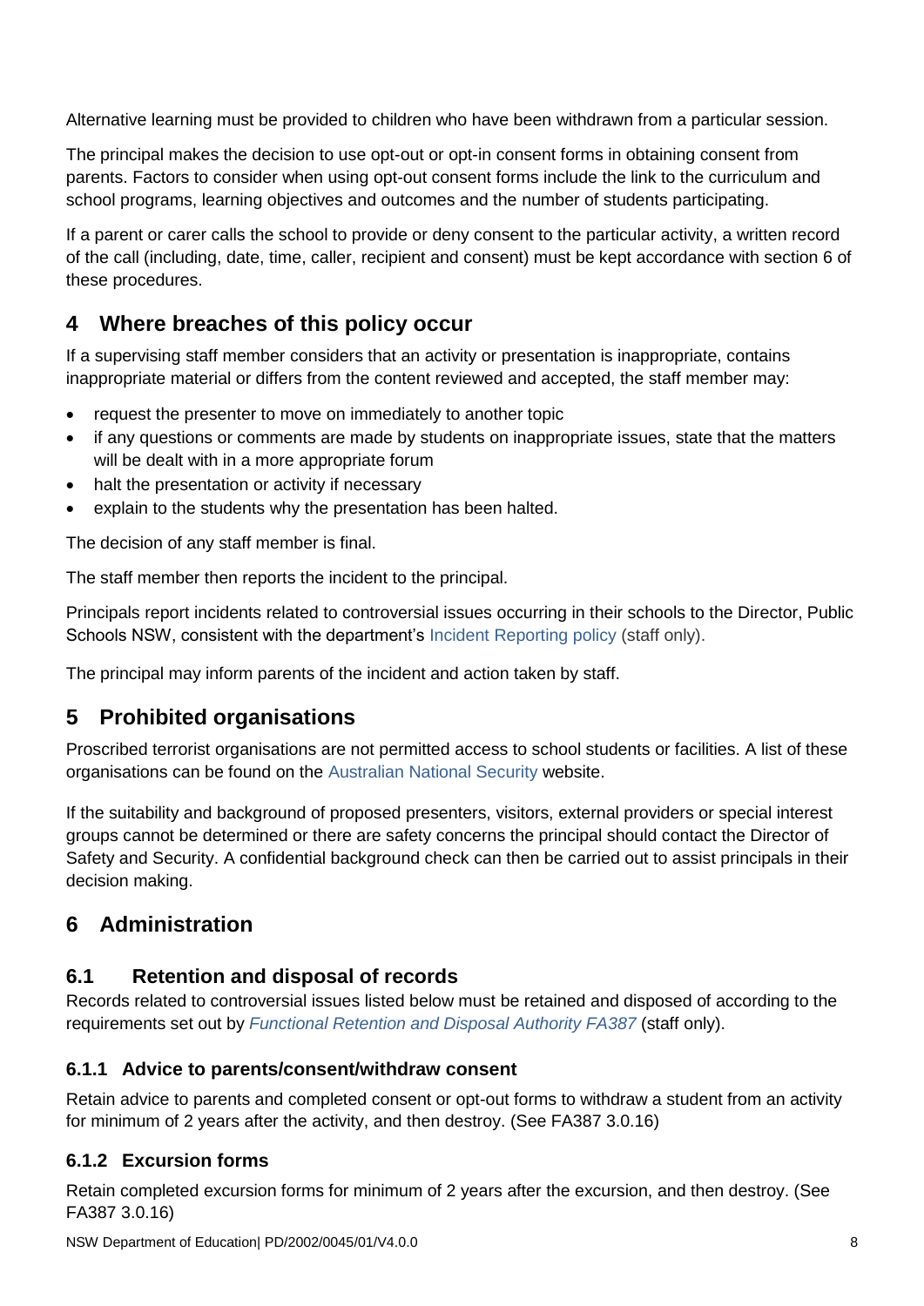Alternative learning must be provided to children who have been withdrawn from a particular session.

The principal makes the decision to use opt-out or opt-in consent forms in obtaining consent from parents. Factors to consider when using opt-out consent forms include the link to the curriculum and school programs, learning objectives and outcomes and the number of students participating.

If a parent or carer calls the school to provide or deny consent to the particular activity, a written record of the call (including, date, time, caller, recipient and consent) must be kept accordance with section 6 of these procedures.

## 4 Where breaches of this policy occur

If a supervising staff member considers that an activity or presentation is inappropriate, contains inappropriate material or differs from the content reviewed and accepted, the staff member may:

- request the presenter to move on immediately to another topic
- if any questions or comments are made by students on inappropriate issues, state that the matters will be dealt with in a more appropriate forum
- halt the presentation or activity if necessary
- explain to the students why the presentation has been halted.

The decision of any staff member is final.

The staff member then reports the incident to the principal.

Principals report incidents related to controversial issues occurring in their schools to the Director, Public Schools NSW, consistent with the department's Incident Reporting policy (staff only).

The principal may inform parents of the incident and action taken by staff.

## 5 Prohibited organisations

Proscribed terrorist organisations are not permitted access to school students or facilities. A list of these organisations can be found on the Australian National Security website.

If the suitability and background of proposed presenters, visitors, external providers or special interest groups cannot be determined or there are safety concerns the principal should contact the Director of Safety and Security. A confidential background check can then be carried out to assist principals in their decision making.

## 6 Administration

### 6.1 Retention and disposal of records

Records related to controversial issues listed below must be retained and disposed of according to the requirements set out by *Functional Retention and Disposal Authority FA387* (staff only).

#### 6.1.1 Advice to parents/consent/withdraw consent

Retain advice to parents and completed consent or opt-out forms to withdraw a student from an activity for minimum of 2 years after the activity, and then destroy. (See FA387 3.0.16)

#### 6.1.2 Excursion forms

Retain completed excursion forms for minimum of 2 years after the excursion, and then destroy. (See FA387 3.0.16)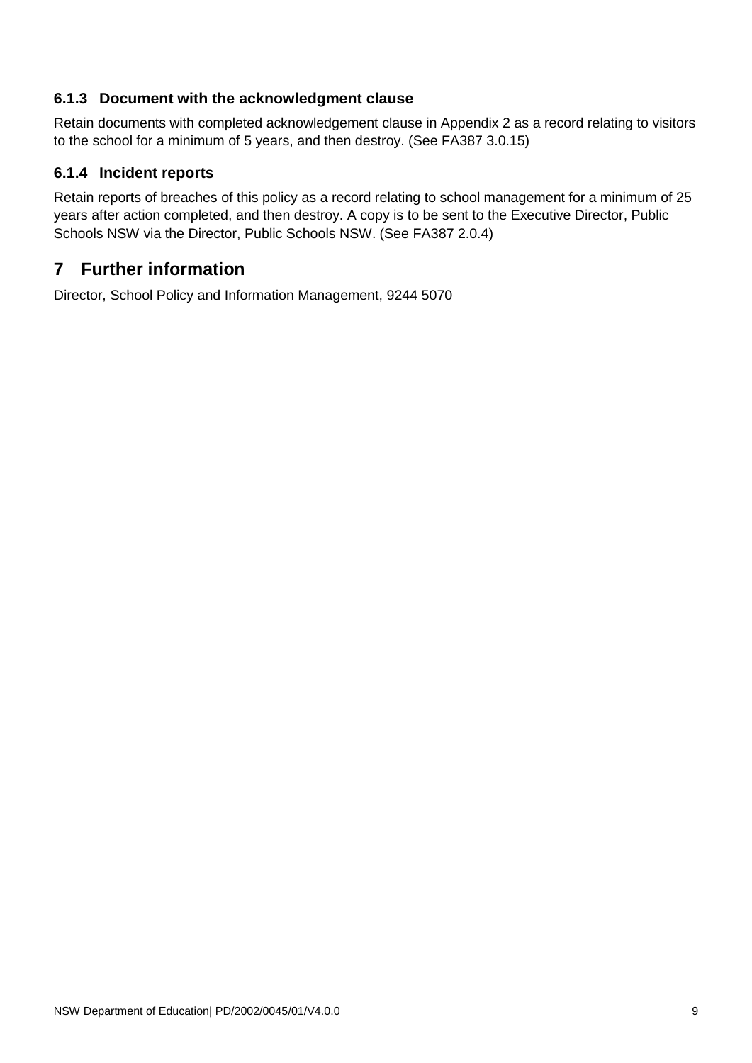### 6.1.3 Document with the acknowledgment clause

Retain documents with completed acknowledgement clause in Appendix 2 as a record relating to visitors to the school for a minimum of 5 years, and then destroy. (See FA387 3.0.15)

### 6.1.4 Incident reports

Retain reports of breaches of this policy as a record relating to school management for a minimum of 25 years after action completed, and then destroy. A copy is to be sent to the Executive Director, Public Schools NSW via the Director, Public Schools NSW. (See FA387 2.0.4)

## 7 Further information

Director, School Policy and Information Management, 9244 5070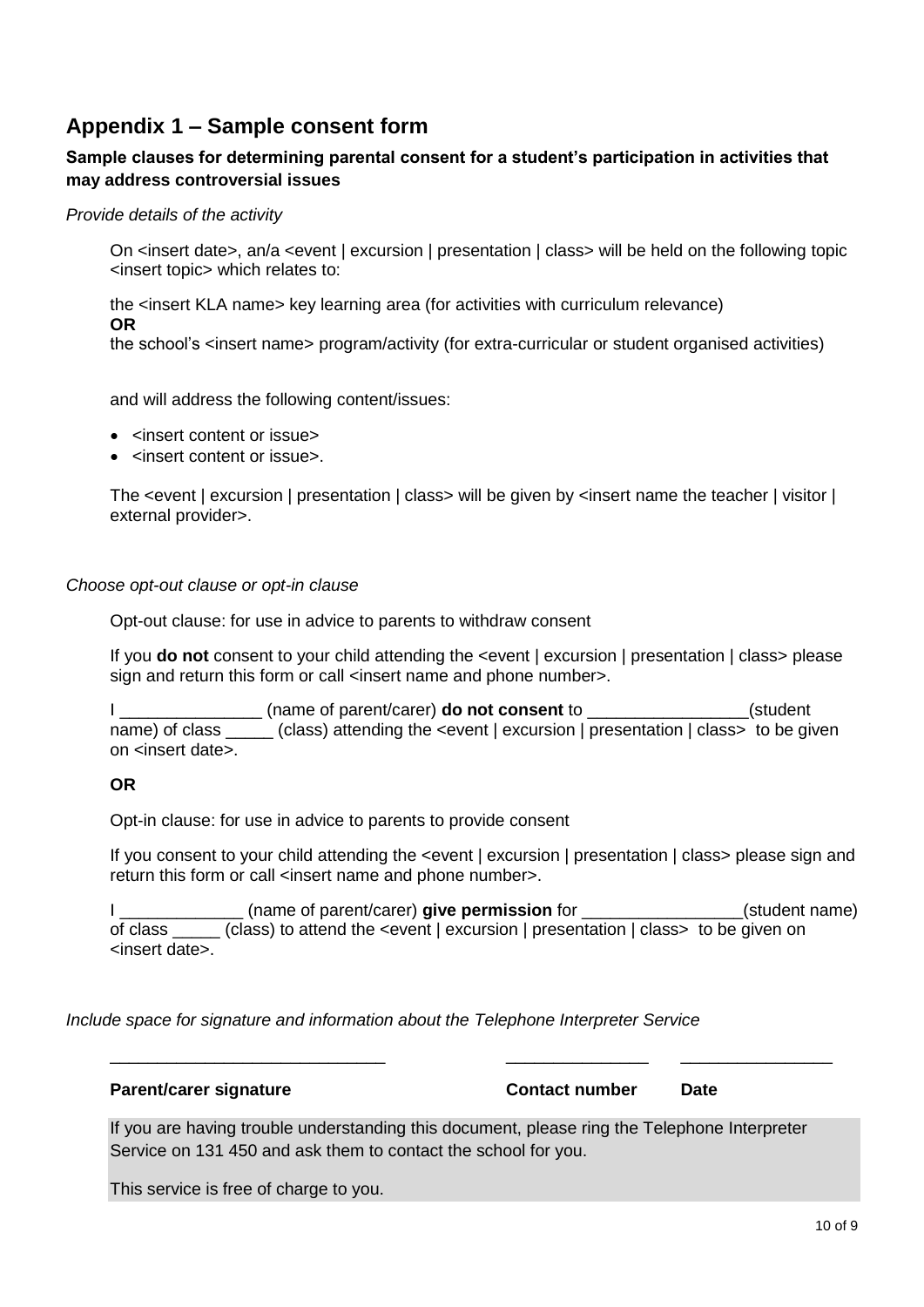## Appendix 1 – Sample consent form

**Sample clauses for determining parental consent for a student's participation in activities that may address controversial issues**

*Provide details of the activity*

On <insert date>, an/a <event | excursion | presentation | class> will be held on the following topic <insert topic> which relates to:

the <insert KLA name> key learning area (for activities with curriculum relevance)
**OR**
the school's <insert name> program/activity (for extra-curricular or student organised activities)

and will address the following content/issues:

- <insert content or issue>
- <insert content or issue>.

The <event | excursion | presentation | class> will be given by <insert name the teacher | visitor | external provider>.

*Choose opt-out clause or opt-in clause*

Opt-out clause: for use in advice to parents to withdraw consent

If you **do not** consent to your child attending the <event | excursion | presentation | class> please sign and return this form or call <insert name and phone number>.

I _______________ (name of parent/carer) **do not consent** to _________________(student name) of class _____ (class) attending the <event | excursion | presentation | class> to be given on <insert date>.

**OR**

Opt-in clause: for use in advice to parents to provide consent

If you consent to your child attending the <event | excursion | presentation | class> please sign and return this form or call <insert name and phone number>.

I _____________ (name of parent/carer) **give permission** for _________________(student name) of class _____ (class) to attend the <event | excursion | presentation | class> to be given on <insert date>.

*Include space for signature and information about the Telephone Interpreter Service*

| _____________________________ | _______________ | ________________ |
|---|---|---|
| **Parent/carer signature** | **Contact number** | **Date** |

If you are having trouble understanding this document, please ring the Telephone Interpreter Service on 131 450 and ask them to contact the school for you.

This service is free of charge to you.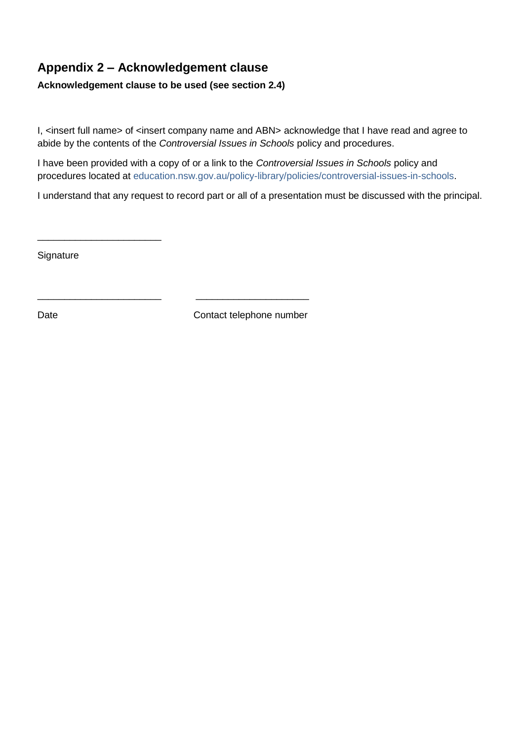## Appendix 2 – Acknowledgement clause

**Acknowledgement clause to be used (see section 2.4)**

I, <insert full name> of <insert company name and ABN> acknowledge that I have read and agree to abide by the contents of the *Controversial Issues in Schools* policy and procedures.

I have been provided with a copy of or a link to the *Controversial Issues in Schools* policy and procedures located at education.nsw.gov.au/policy-library/policies/controversial-issues-in-schools.

I understand that any request to record part or all of a presentation must be discussed with the principal.

______________________

Signature

______________________ ______________________

Date Contact telephone number